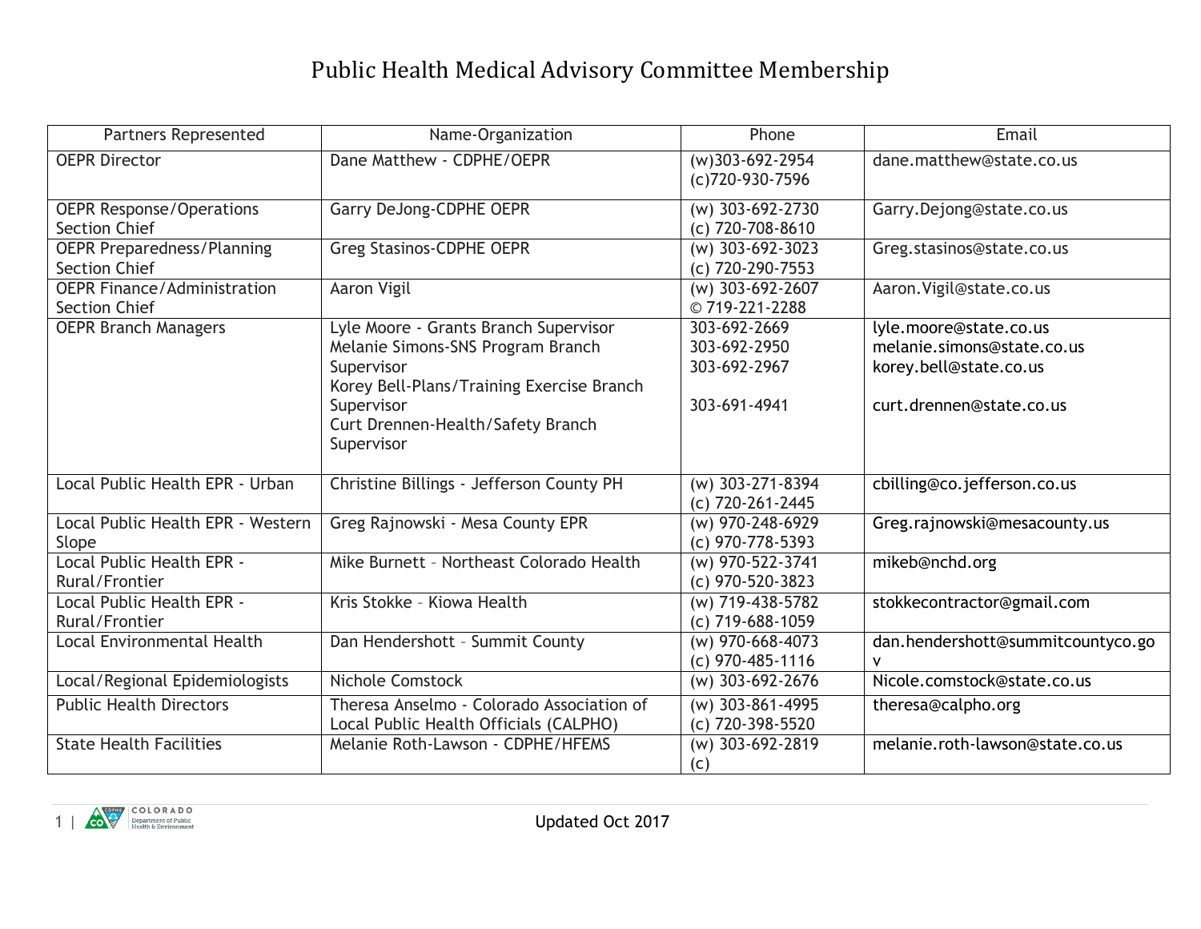# Public Health Medical Advisory Committee Membership

| Partners Represented | Name-Organization | Phone | Email |
|---|---|---|---|
| OEPR Director | Dane Matthew - CDPHE/OEPR | (w)303-692-2954<br>(c)720-930-7596 | dane.matthew@state.co.us |
| OEPR Response/Operations Section Chief | Garry DeJong-CDPHE OEPR | (w) 303-692-2730<br>(c) 720-708-8610 | Garry.Dejong@state.co.us |
| OEPR Preparedness/Planning Section Chief | Greg Stasinos-CDPHE OEPR | (w) 303-692-3023<br>(c) 720-290-7553 | Greg.stasinos@state.co.us |
| OEPR Finance/Administration Section Chief | Aaron Vigil | (w) 303-692-2607<br>© 719-221-2288 | Aaron.Vigil@state.co.us |
| OEPR Branch Managers | Lyle Moore - Grants Branch Supervisor<br>Melanie Simons-SNS Program Branch Supervisor<br>Korey Bell-Plans/Training Exercise Branch Supervisor<br>Curt Drennen-Health/Safety Branch Supervisor | 303-692-2669<br>303-692-2950<br>303-692-2967<br><br>303-691-4941 | lyle.moore@state.co.us<br>melanie.simons@state.co.us<br>korey.bell@state.co.us<br><br>curt.drennen@state.co.us |
| Local Public Health EPR - Urban | Christine Billings - Jefferson County PH | (w) 303-271-8394<br>(c) 720-261-2445 | cbilling@co.jefferson.co.us |
| Local Public Health EPR - Western Slope | Greg Rajnowski - Mesa County EPR | (w) 970-248-6929<br>(c) 970-778-5393 | Greg.rajnowski@mesacounty.us |
| Local Public Health EPR - Rural/Frontier | Mike Burnett – Northeast Colorado Health | (w) 970-522-3741<br>(c) 970-520-3823 | mikeb@nchd.org |
| Local Public Health EPR - Rural/Frontier | Kris Stokke – Kiowa Health | (w) 719-438-5782<br>(c) 719-688-1059 | stokkecontractor@gmail.com |
| Local Environmental Health | Dan Hendershott – Summit County | (w) 970-668-4073<br>(c) 970-485-1116 | dan.hendershott@summitcountyco.gov |
| Local/Regional Epidemiologists | Nichole Comstock | (w) 303-692-2676 | Nicole.comstock@state.co.us |
| Public Health Directors | Theresa Anselmo - Colorado Association of Local Public Health Officials (CALPHO) | (w) 303-861-4995<br>(c) 720-398-5520 | theresa@calpho.org |
| State Health Facilities | Melanie Roth-Lawson - CDPHE/HFEMS | (w) 303-692-2819<br>(c) | melanie.roth-lawson@state.co.us |

Updated Oct 2017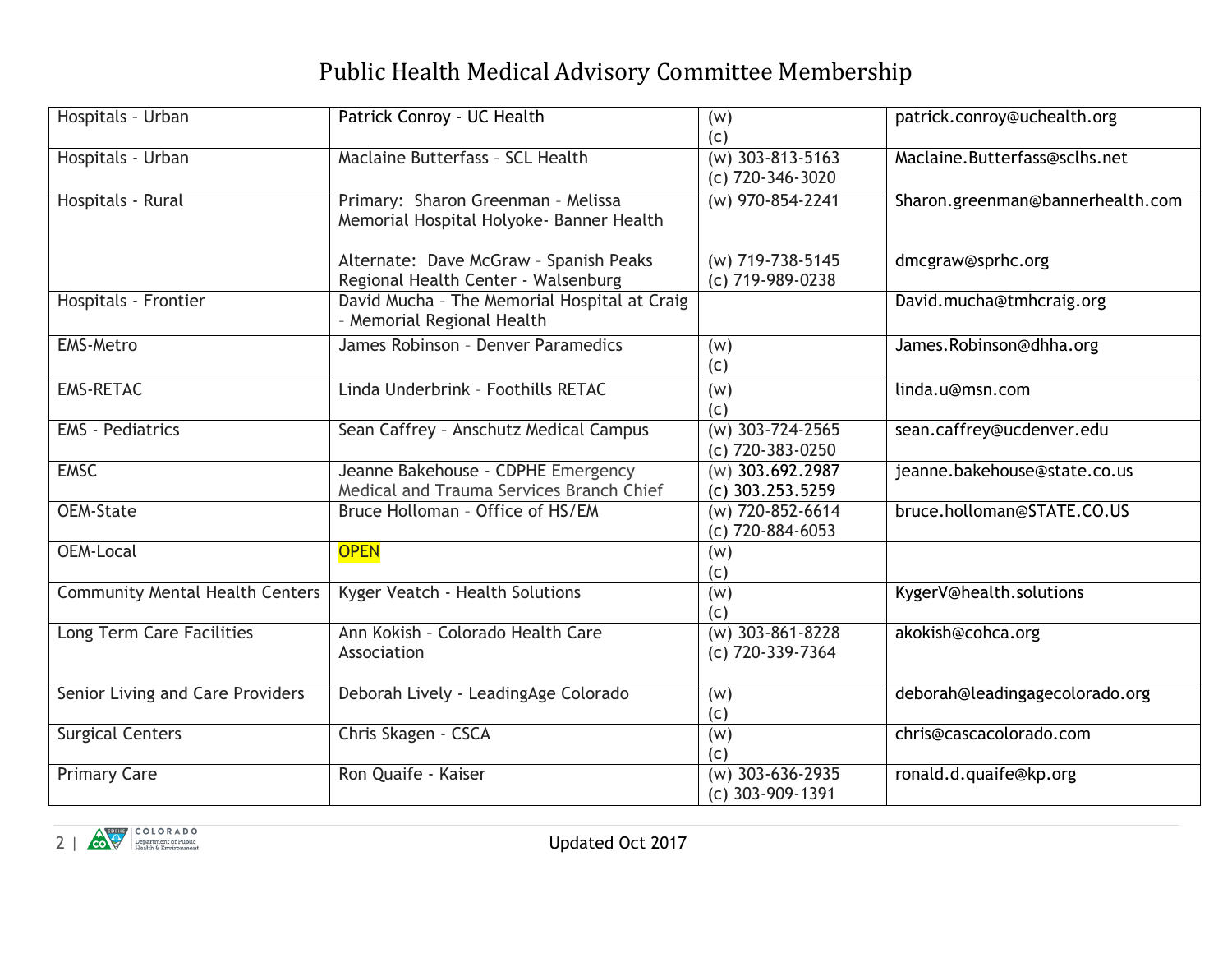# Public Health Medical Advisory Committee Membership

| | | | |
|---|---|---|---|
| Hospitals – Urban | Patrick Conroy - UC Health | (w)<br>(c) | patrick.conroy@uchealth.org |
| Hospitals - Urban | Maclaine Butterfass – SCL Health | (w) 303-813-5163<br>(c) 720-346-3020 | Maclaine.Butterfass@sclhs.net |
| Hospitals - Rural | Primary: Sharon Greenman – Melissa Memorial Hospital Holyoke- Banner Health<br><br>Alternate: Dave McGraw – Spanish Peaks Regional Health Center - Walsenburg | (w) 970-854-2241<br><br>(w) 719-738-5145<br>(c) 719-989-0238 | Sharon.greenman@bannerhealth.com<br><br>dmcgraw@sprhc.org |
| Hospitals - Frontier | David Mucha – The Memorial Hospital at Craig – Memorial Regional Health | | David.mucha@tmhcraig.org |
| EMS-Metro | James Robinson – Denver Paramedics | (w)<br>(c) | James.Robinson@dhha.org |
| EMS-RETAC | Linda Underbrink – Foothills RETAC | (w)<br>(c) | linda.u@msn.com |
| EMS - Pediatrics | Sean Caffrey – Anschutz Medical Campus | (w) 303-724-2565<br>(c) 720-383-0250 | sean.caffrey@ucdenver.edu |
| EMSC | Jeanne Bakehouse - CDPHE Emergency Medical and Trauma Services Branch Chief | (w) 303.692.2987<br>(c) 303.253.5259 | jeanne.bakehouse@state.co.us |
| OEM-State | Bruce Holloman – Office of HS/EM | (w) 720-852-6614<br>(c) 720-884-6053 | bruce.holloman@STATE.CO.US |
| OEM-Local | OPEN | (w)<br>(c) | |
| Community Mental Health Centers | Kyger Veatch - Health Solutions | (w)<br>(c) | KygerV@health.solutions |
| Long Term Care Facilities | Ann Kokish – Colorado Health Care Association | (w) 303-861-8228<br>(c) 720-339-7364 | akokish@cohca.org |
| Senior Living and Care Providers | Deborah Lively - LeadingAge Colorado | (w)<br>(c) | deborah@leadingagecolorado.org |
| Surgical Centers | Chris Skagen - CSCA | (w)<br>(c) | chris@cascacolorado.com |
| Primary Care | Ron Quaife - Kaiser | (w) 303-636-2935<br>(c) 303-909-1391 | ronald.d.quaife@kp.org |

Updated Oct 2017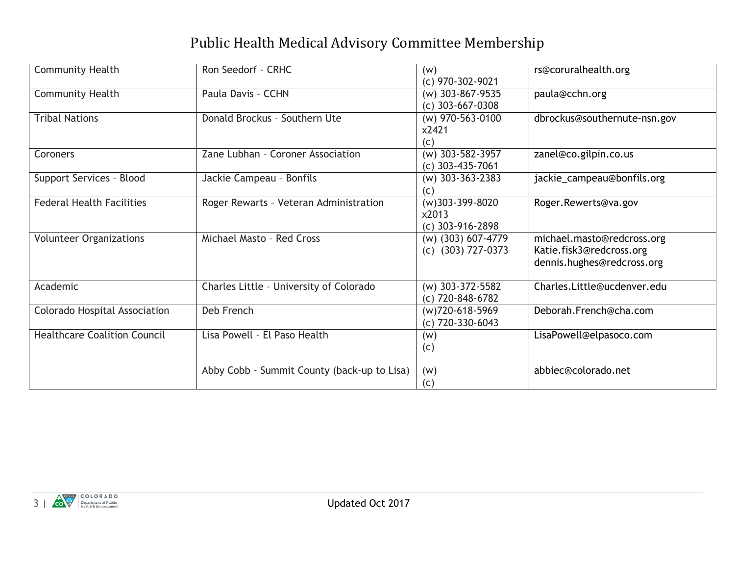# Public Health Medical Advisory Committee Membership

| | | | |
|---|---|---|---|
| Community Health | Ron Seedorf – CRHC | (w)<br>(c) 970-302-9021 | rs@coruralhealth.org |
| Community Health | Paula Davis – CCHN | (w) 303-867-9535<br>(c) 303-667-0308 | paula@cchn.org |
| Tribal Nations | Donald Brockus – Southern Ute | (w) 970-563-0100 x2421<br>(c) | dbrockus@southernute-nsn.gov |
| Coroners | Zane Lubhan – Coroner Association | (w) 303-582-3957<br>(c) 303-435-7061 | zanel@co.gilpin.co.us |
| Support Services – Blood | Jackie Campeau – Bonfils | (w) 303-363-2383<br>(c) | jackie_campeau@bonfils.org |
| Federal Health Facilities | Roger Rewarts – Veteran Administration | (w)303-399-8020 x2013<br>(c) 303-916-2898 | Roger.Rewerts@va.gov |
| Volunteer Organizations | Michael Masto – Red Cross | (w) (303) 607-4779<br>(c) (303) 727-0373 | michael.masto@redcross.org<br>Katie.fisk3@redcross.org<br>dennis.hughes@redcross.org |
| Academic | Charles Little – University of Colorado | (w) 303-372-5582<br>(c) 720-848-6782 | Charles.Little@ucdenver.edu |
| Colorado Hospital Association | Deb French | (w)720-618-5969<br>(c) 720-330-6043 | Deborah.French@cha.com |
| Healthcare Coalition Council | Lisa Powell – El Paso Health<br><br>Abby Cobb - Summit County (back-up to Lisa) | (w)<br>(c)<br><br>(w)<br>(c) | LisaPowell@elpasoco.com<br><br>abbiec@colorado.net |

Updated Oct 2017